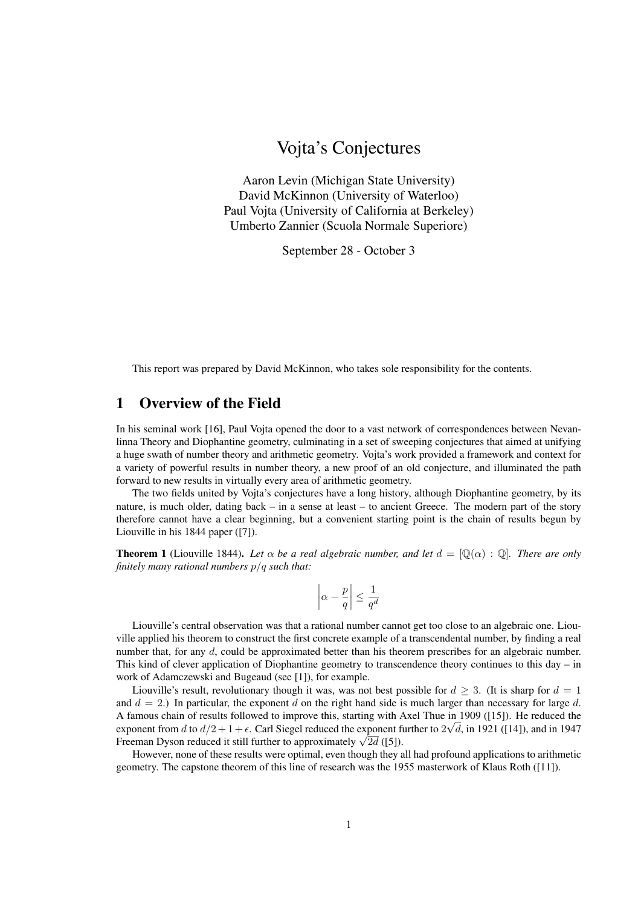# Vojta's Conjectures

Aaron Levin (Michigan State University)
David McKinnon (University of Waterloo)
Paul Vojta (University of California at Berkeley)
Umberto Zannier (Scuola Normale Superiore)

September 28 - October 3

This report was prepared by David McKinnon, who takes sole responsibility for the contents.

## 1 Overview of the Field

In his seminal work [16], Paul Vojta opened the door to a vast network of correspondences between Nevanlinna Theory and Diophantine geometry, culminating in a set of sweeping conjectures that aimed at unifying a huge swath of number theory and arithmetic geometry. Vojta's work provided a framework and context for a variety of powerful results in number theory, a new proof of an old conjecture, and illuminated the path forward to new results in virtually every area of arithmetic geometry.

The two fields united by Vojta's conjectures have a long history, although Diophantine geometry, by its nature, is much older, dating back – in a sense at least – to ancient Greece. The modern part of the story therefore cannot have a clear beginning, but a convenient starting point is the chain of results begun by Liouville in his 1844 paper ([7]).

**Theorem 1** (Liouville 1844)**.** *Let $\alpha$ be a real algebraic number, and let $d = [\mathbb{Q}(\alpha) : \mathbb{Q}]$. There are only finitely many rational numbers $p/q$ such that:*

$$\left|\alpha - \frac{p}{q}\right| \leq \frac{1}{q^d}$$

Liouville's central observation was that a rational number cannot get too close to an algebraic one. Liouville applied his theorem to construct the first concrete example of a transcendental number, by finding a real number that, for any $d$, could be approximated better than his theorem prescribes for an algebraic number. This kind of clever application of Diophantine geometry to transcendence theory continues to this day – in work of Adamczewski and Bugeaud (see [1]), for example.

Liouville's result, revolutionary though it was, was not best possible for $d \geq 3$. (It is sharp for $d = 1$ and $d = 2$.) In particular, the exponent $d$ on the right hand side is much larger than necessary for large $d$. A famous chain of results followed to improve this, starting with Axel Thue in 1909 ([15]). He reduced the exponent from $d$ to $d/2 + 1 + \epsilon$. Carl Siegel reduced the exponent further to $2\sqrt{d}$, in 1921 ([14]), and in 1947 Freeman Dyson reduced it still further to approximately $\sqrt{2d}$ ([5]).

However, none of these results were optimal, even though they all had profound applications to arithmetic geometry. The capstone theorem of this line of research was the 1955 masterwork of Klaus Roth ([11]).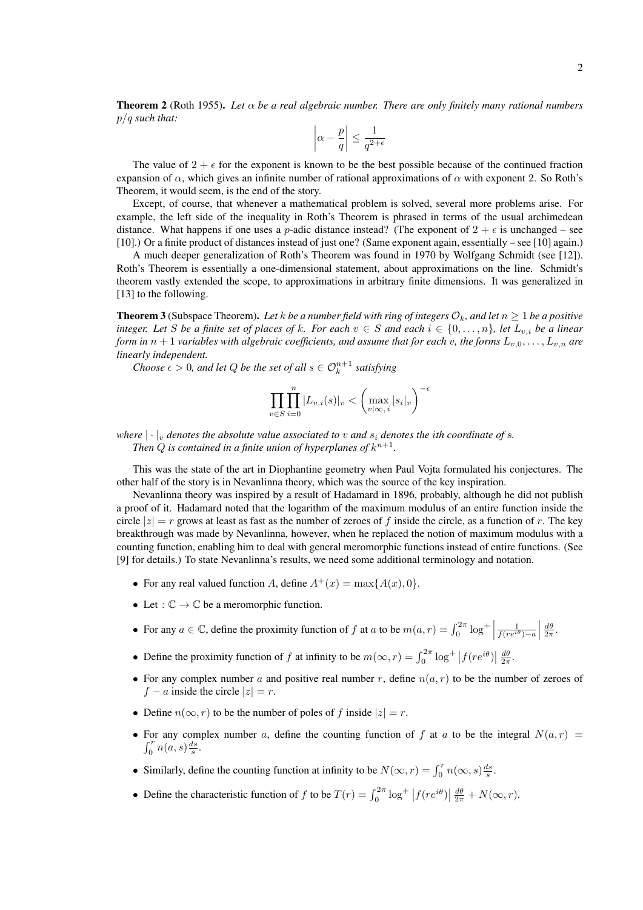**Theorem 2** (Roth 1955)**.** *Let $\alpha$ be a real algebraic number. There are only finitely many rational numbers $p/q$ such that:*

$$\left|\alpha - \frac{p}{q}\right| \leq \frac{1}{q^{2+\epsilon}}$$

The value of $2 + \epsilon$ for the exponent is known to be the best possible because of the continued fraction expansion of $\alpha$, which gives an infinite number of rational approximations of $\alpha$ with exponent 2. So Roth's Theorem, it would seem, is the end of the story.

Except, of course, that whenever a mathematical problem is solved, several more problems arise. For example, the left side of the inequality in Roth's Theorem is phrased in terms of the usual archimedean distance. What happens if one uses a $p$-adic distance instead? (The exponent of $2 + \epsilon$ is unchanged – see [10].) Or a finite product of distances instead of just one? (Same exponent again, essentially – see [10] again.)

A much deeper generalization of Roth's Theorem was found in 1970 by Wolfgang Schmidt (see [12]). Roth's Theorem is essentially a one-dimensional statement, about approximations on the line. Schmidt's theorem vastly extended the scope, to approximations in arbitrary finite dimensions. It was generalized in [13] to the following.

**Theorem 3** (Subspace Theorem)**.** *Let $k$ be a number field with ring of integers $\mathcal{O}_k$, and let $n \geq 1$ be a positive integer. Let $S$ be a finite set of places of $k$. For each $v \in S$ and each $i \in \{0, \ldots, n\}$, let $L_{v,i}$ be a linear form in $n+1$ variables with algebraic coefficients, and assume that for each $v$, the forms $L_{v,0}, \ldots, L_{v,n}$ are linearly independent.*

*Choose $\epsilon > 0$, and let $Q$ be the set of all $s \in \mathcal{O}_k^{n+1}$ satisfying*

$$\prod_{v \in S} \prod_{i=0}^{n} |L_{v,i}(s)|_v < \left(\max_{v|\infty,\, i} |s_i|_v\right)^{-\epsilon}$$

*where $|\cdot|_v$ denotes the absolute value associated to $v$ and $s_i$ denotes the $i$th coordinate of $s$.*

*Then $Q$ is contained in a finite union of hyperplanes of $k^{n+1}$.*

This was the state of the art in Diophantine geometry when Paul Vojta formulated his conjectures. The other half of the story is in Nevanlinna theory, which was the source of the key inspiration.

Nevanlinna theory was inspired by a result of Hadamard in 1896, probably, although he did not publish a proof of it. Hadamard noted that the logarithm of the maximum modulus of an entire function inside the circle $|z| = r$ grows at least as fast as the number of zeroes of $f$ inside the circle, as a function of $r$. The key breakthrough was made by Nevanlinna, however, when he replaced the notion of maximum modulus with a counting function, enabling him to deal with general meromorphic functions instead of entire functions. (See [9] for details.) To state Nevanlinna's results, we need some additional terminology and notation.

- For any real valued function $A$, define $A^+(x) = \max\{A(x), 0\}$.
- Let $: \mathbb{C} \to \mathbb{C}$ be a meromorphic function.
- For any $a \in \mathbb{C}$, define the proximity function of $f$ at $a$ to be $m(a, r) = \int_0^{2\pi} \log^+ \left|\frac{1}{f(re^{i\theta}) - a}\right| \frac{d\theta}{2\pi}$.
- Define the proximity function of $f$ at infinity to be $m(\infty, r) = \int_0^{2\pi} \log^+ \left|f(re^{i\theta})\right| \frac{d\theta}{2\pi}$.
- For any complex number $a$ and positive real number $r$, define $n(a, r)$ to be the number of zeroes of $f - a$ inside the circle $|z| = r$.
- Define $n(\infty, r)$ to be the number of poles of $f$ inside $|z| = r$.
- For any complex number $a$, define the counting function of $f$ at $a$ to be the integral $N(a, r) = \int_0^r n(a, s) \frac{ds}{s}$.
- Similarly, define the counting function at infinity to be $N(\infty, r) = \int_0^r n(\infty, s) \frac{ds}{s}$.
- Define the characteristic function of $f$ to be $T(r) = \int_0^{2\pi} \log^+ \left|f(re^{i\theta})\right| \frac{d\theta}{2\pi} + N(\infty, r)$.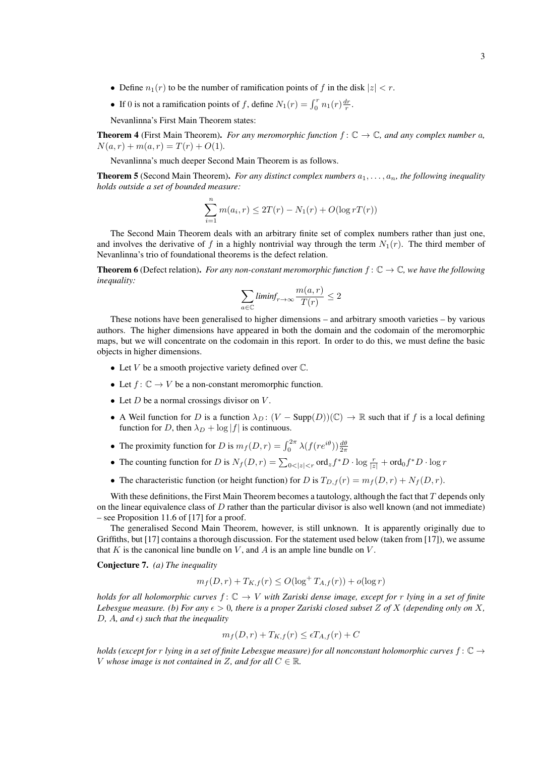- Define $n_1(r)$ to be the number of ramification points of $f$ in the disk $|z| < r$.
- If 0 is not a ramification points of $f$, define $N_1(r) = \int_0^r n_1(r)\frac{dr}{r}$.

Nevanlinna's First Main Theorem states:

**Theorem 4** (First Main Theorem). *For any meromorphic function $f: \mathbb{C} \to \mathbb{C}$, and any complex number $a$, $N(a, r) + m(a, r) = T(r) + O(1)$.*

Nevanlinna's much deeper Second Main Theorem is as follows.

**Theorem 5** (Second Main Theorem). *For any distinct complex numbers $a_1, \ldots, a_n$, the following inequality holds outside a set of bounded measure:*

$$\sum_{i=1}^{n} m(a_i, r) \leq 2T(r) - N_1(r) + O(\log rT(r))$$

The Second Main Theorem deals with an arbitrary finite set of complex numbers rather than just one, and involves the derivative of $f$ in a highly nontrivial way through the term $N_1(r)$. The third member of Nevanlinna's trio of foundational theorems is the defect relation.

**Theorem 6** (Defect relation). *For any non-constant meromorphic function $f: \mathbb{C} \to \mathbb{C}$, we have the following inequality:*

$$\sum_{a \in \mathbb{C}} \textit{liminf}_{r \to \infty} \frac{m(a, r)}{T(r)} \leq 2$$

These notions have been generalised to higher dimensions – and arbitrary smooth varieties – by various authors. The higher dimensions have appeared in both the domain and the codomain of the meromorphic maps, but we will concentrate on the codomain in this report. In order to do this, we must define the basic objects in higher dimensions.

- Let $V$ be a smooth projective variety defined over $\mathbb{C}$.
- Let $f: \mathbb{C} \to V$ be a non-constant meromorphic function.
- Let $D$ be a normal crossings divisor on $V$.
- A Weil function for $D$ is a function $\lambda_D: (V - \mathrm{Supp}(D))(\mathbb{C}) \to \mathbb{R}$ such that if $f$ is a local defining function for $D$, then $\lambda_D + \log|f|$ is continuous.
- The proximity function for $D$ is $m_f(D, r) = \int_0^{2\pi} \lambda(f(re^{i\theta}))\frac{d\theta}{2\pi}$
- The counting function for $D$ is $N_f(D, r) = \sum_{0<|z|<r} \mathrm{ord}_z f^*D \cdot \log\frac{r}{|z|} + \mathrm{ord}_0 f^*D \cdot \log r$
- The characteristic function (or height function) for $D$ is $T_{D,f}(r) = m_f(D, r) + N_f(D, r)$.

With these definitions, the First Main Theorem becomes a tautology, although the fact that $T$ depends only on the linear equivalence class of $D$ rather than the particular divisor is also well known (and not immediate) – see Proposition 11.6 of [17] for a proof.

The generalised Second Main Theorem, however, is still unknown. It is apparently originally due to Griffiths, but [17] contains a thorough discussion. For the statement used below (taken from [17]), we assume that $K$ is the canonical line bundle on $V$, and $A$ is an ample line bundle on $V$.

**Conjecture 7.** *(a) The inequality*

$$m_f(D, r) + T_{K,f}(r) \leq O(\log^+ T_{A,f}(r)) + o(\log r)$$

*holds for all holomorphic curves $f: \mathbb{C} \to V$ with Zariski dense image, except for $r$ lying in a set of finite Lebesgue measure. (b) For any $\epsilon > 0$, there is a proper Zariski closed subset $Z$ of $X$ (depending only on $X$, $D$, $A$, and $\epsilon$) such that the inequality*

$$m_f(D, r) + T_{K,f}(r) \leq \epsilon T_{A,f}(r) + C$$

*holds (except for $r$ lying in a set of finite Lebesgue measure) for all nonconstant holomorphic curves $f: \mathbb{C} \to V$ whose image is not contained in $Z$, and for all $C \in \mathbb{R}$.*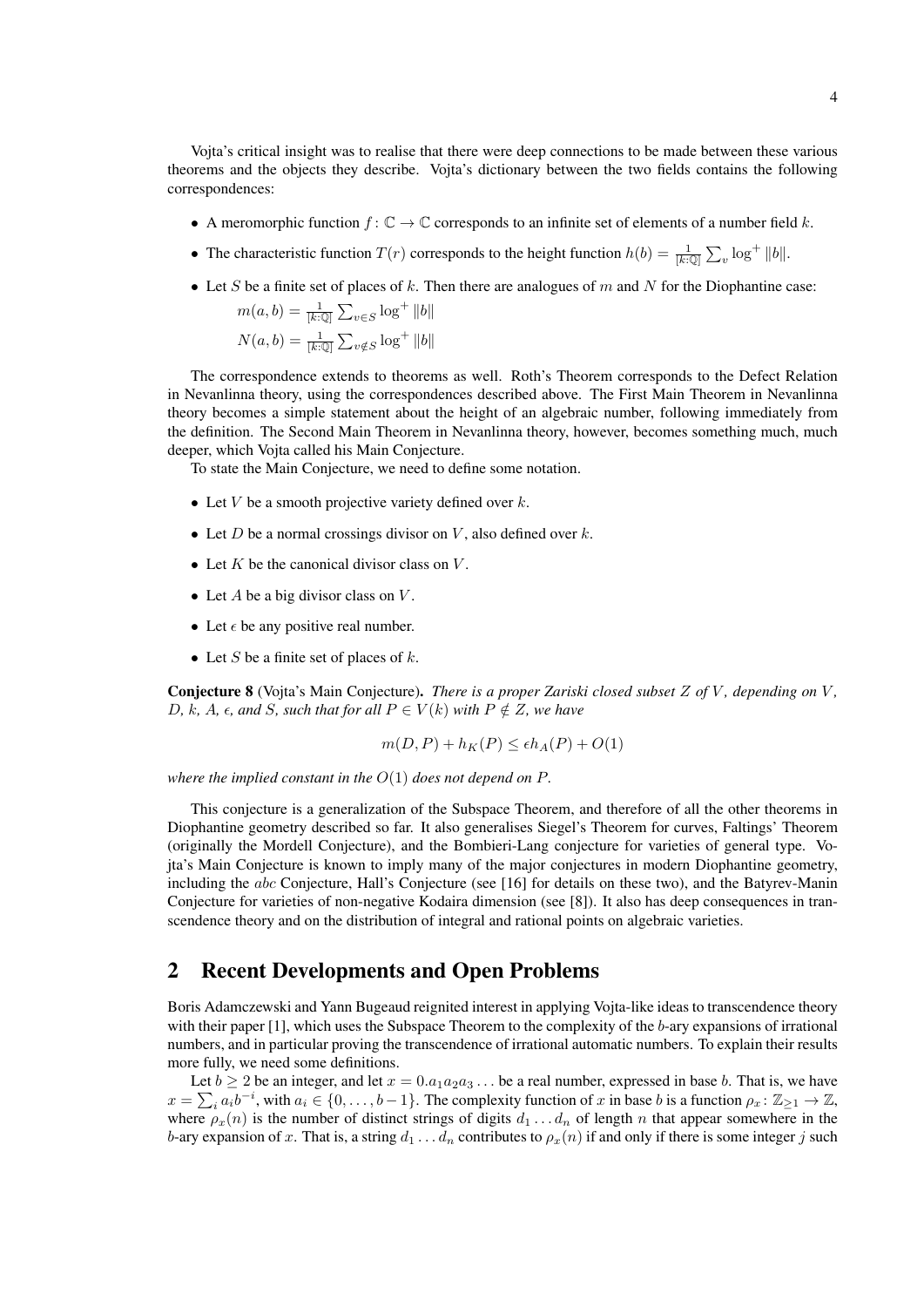Vojta's critical insight was to realise that there were deep connections to be made between these various theorems and the objects they describe. Vojta's dictionary between the two fields contains the following correspondences:

- A meromorphic function $f\colon \mathbb{C} \to \mathbb{C}$ corresponds to an infinite set of elements of a number field $k$.
- The characteristic function $T(r)$ corresponds to the height function $h(b) = \frac{1}{[k:\mathbb{Q}]} \sum_v \log^+ \|b\|$.
- Let $S$ be a finite set of places of $k$. Then there are analogues of $m$ and $N$ for the Diophantine case:

  $m(a, b) = \frac{1}{[k:\mathbb{Q}]} \sum_{v \in S} \log^+ \|b\|$

  $N(a, b) = \frac{1}{[k:\mathbb{Q}]} \sum_{v \notin S} \log^+ \|b\|$

The correspondence extends to theorems as well. Roth's Theorem corresponds to the Defect Relation in Nevanlinna theory, using the correspondences described above. The First Main Theorem in Nevanlinna theory becomes a simple statement about the height of an algebraic number, following immediately from the definition. The Second Main Theorem in Nevanlinna theory, however, becomes something much, much deeper, which Vojta called his Main Conjecture.

To state the Main Conjecture, we need to define some notation.

- Let $V$ be a smooth projective variety defined over $k$.
- Let $D$ be a normal crossings divisor on $V$, also defined over $k$.
- Let $K$ be the canonical divisor class on $V$.
- Let $A$ be a big divisor class on $V$.
- Let $\epsilon$ be any positive real number.
- Let $S$ be a finite set of places of $k$.

**Conjecture 8** (Vojta's Main Conjecture)**.** *There is a proper Zariski closed subset $Z$ of $V$, depending on $V$, $D$, $k$, $A$, $\epsilon$, and $S$, such that for all $P \in V(k)$ with $P \notin Z$, we have*

$$m(D, P) + h_K(P) \leq \epsilon h_A(P) + O(1)$$

*where the implied constant in the $O(1)$ does not depend on $P$.*

This conjecture is a generalization of the Subspace Theorem, and therefore of all the other theorems in Diophantine geometry described so far. It also generalises Siegel's Theorem for curves, Faltings' Theorem (originally the Mordell Conjecture), and the Bombieri-Lang conjecture for varieties of general type. Vojta's Main Conjecture is known to imply many of the major conjectures in modern Diophantine geometry, including the $abc$ Conjecture, Hall's Conjecture (see [16] for details on these two), and the Batyrev-Manin Conjecture for varieties of non-negative Kodaira dimension (see [8]). It also has deep consequences in transcendence theory and on the distribution of integral and rational points on algebraic varieties.

## 2 Recent Developments and Open Problems

Boris Adamczewski and Yann Bugeaud reignited interest in applying Vojta-like ideas to transcendence theory with their paper [1], which uses the Subspace Theorem to the complexity of the $b$-ary expansions of irrational numbers, and in particular proving the transcendence of irrational automatic numbers. To explain their results more fully, we need some definitions.

Let $b \geq 2$ be an integer, and let $x = 0.a_1a_2a_3\ldots$ be a real number, expressed in base $b$. That is, we have $x = \sum_i a_i b^{-i}$, with $a_i \in \{0, \ldots, b-1\}$. The complexity function of $x$ in base $b$ is a function $\rho_x\colon \mathbb{Z}_{\geq 1} \to \mathbb{Z}$, where $\rho_x(n)$ is the number of distinct strings of digits $d_1 \ldots d_n$ of length $n$ that appear somewhere in the $b$-ary expansion of $x$. That is, a string $d_1 \ldots d_n$ contributes to $\rho_x(n)$ if and only if there is some integer $j$ such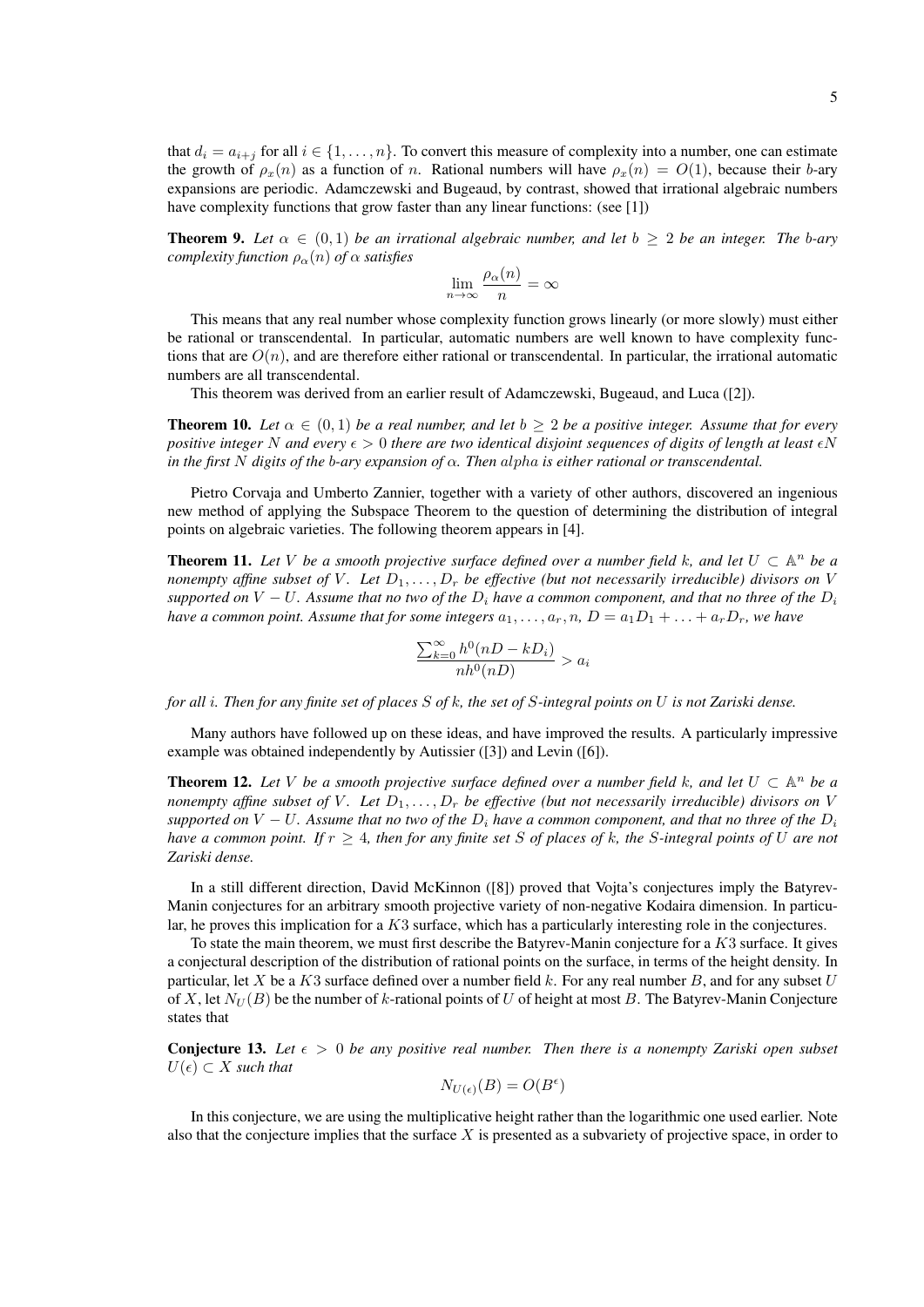that $d_i = a_{i+j}$ for all $i \in \{1, \dots, n\}$. To convert this measure of complexity into a number, one can estimate the growth of $\rho_x(n)$ as a function of $n$. Rational numbers will have $\rho_x(n) = O(1)$, because their $b$-ary expansions are periodic. Adamczewski and Bugeaud, by contrast, showed that irrational algebraic numbers have complexity functions that grow faster than any linear functions: (see [1])

**Theorem 9.** *Let $\alpha \in (0, 1)$ be an irrational algebraic number, and let $b \geq 2$ be an integer. The $b$-ary complexity function $\rho_\alpha(n)$ of $\alpha$ satisfies*

$$\lim_{n \to \infty} \frac{\rho_\alpha(n)}{n} = \infty$$

This means that any real number whose complexity function grows linearly (or more slowly) must either be rational or transcendental. In particular, automatic numbers are well known to have complexity functions that are $O(n)$, and are therefore either rational or transcendental. In particular, the irrational automatic numbers are all transcendental.

This theorem was derived from an earlier result of Adamczewski, Bugeaud, and Luca ([2]).

**Theorem 10.** *Let $\alpha \in (0, 1)$ be a real number, and let $b \geq 2$ be a positive integer. Assume that for every positive integer $N$ and every $\epsilon > 0$ there are two identical disjoint sequences of digits of length at least $\epsilon N$ in the first $N$ digits of the $b$-ary expansion of $\alpha$. Then $alpha$ is either rational or transcendental.*

Pietro Corvaja and Umberto Zannier, together with a variety of other authors, discovered an ingenious new method of applying the Subspace Theorem to the question of determining the distribution of integral points on algebraic varieties. The following theorem appears in [4].

**Theorem 11.** *Let $V$ be a smooth projective surface defined over a number field $k$, and let $U \subset \mathbb{A}^n$ be a nonempty affine subset of $V$. Let $D_1, \dots, D_r$ be effective (but not necessarily irreducible) divisors on $V$ supported on $V - U$. Assume that no two of the $D_i$ have a common component, and that no three of the $D_i$ have a common point. Assume that for some integers $a_1, \dots, a_r, n$, $D = a_1 D_1 + \dots + a_r D_r$, we have*

$$\frac{\sum_{k=0}^{\infty} h^0(nD - kD_i)}{nh^0(nD)} > a_i$$

*for all $i$. Then for any finite set of places $S$ of $k$, the set of $S$-integral points on $U$ is not Zariski dense.*

Many authors have followed up on these ideas, and have improved the results. A particularly impressive example was obtained independently by Autissier ([3]) and Levin ([6]).

**Theorem 12.** *Let $V$ be a smooth projective surface defined over a number field $k$, and let $U \subset \mathbb{A}^n$ be a nonempty affine subset of $V$. Let $D_1, \dots, D_r$ be effective (but not necessarily irreducible) divisors on $V$ supported on $V - U$. Assume that no two of the $D_i$ have a common component, and that no three of the $D_i$ have a common point. If $r \geq 4$, then for any finite set $S$ of places of $k$, the $S$-integral points of $U$ are not Zariski dense.*

In a still different direction, David McKinnon ([8]) proved that Vojta's conjectures imply the Batyrev-Manin conjectures for an arbitrary smooth projective variety of non-negative Kodaira dimension. In particular, he proves this implication for a $K3$ surface, which has a particularly interesting role in the conjectures.

To state the main theorem, we must first describe the Batyrev-Manin conjecture for a $K3$ surface. It gives a conjectural description of the distribution of rational points on the surface, in terms of the height density. In particular, let $X$ be a $K3$ surface defined over a number field $k$. For any real number $B$, and for any subset $U$ of $X$, let $N_U(B)$ be the number of $k$-rational points of $U$ of height at most $B$. The Batyrev-Manin Conjecture states that

**Conjecture 13.** *Let $\epsilon > 0$ be any positive real number. Then there is a nonempty Zariski open subset $U(\epsilon) \subset X$ such that*

$$N_{U(\epsilon)}(B) = O(B^\epsilon)$$

In this conjecture, we are using the multiplicative height rather than the logarithmic one used earlier. Note also that the conjecture implies that the surface $X$ is presented as a subvariety of projective space, in order to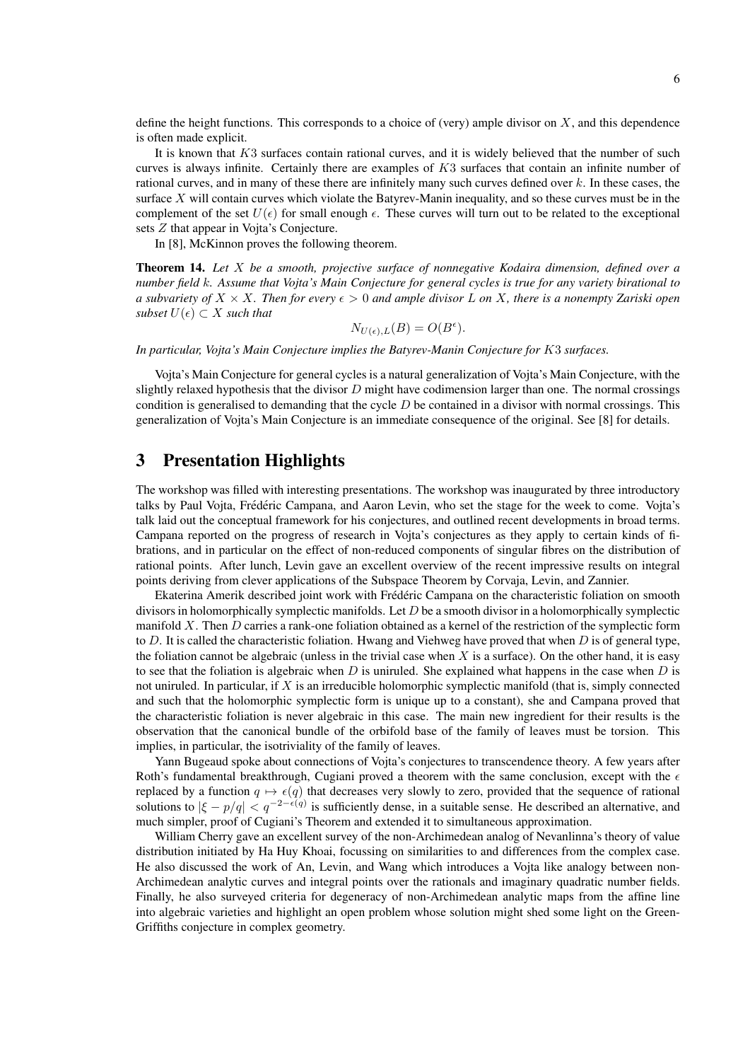define the height functions. This corresponds to a choice of (very) ample divisor on $X$, and this dependence is often made explicit.

It is known that $K3$ surfaces contain rational curves, and it is widely believed that the number of such curves is always infinite. Certainly there are examples of $K3$ surfaces that contain an infinite number of rational curves, and in many of these there are infinitely many such curves defined over $k$. In these cases, the surface $X$ will contain curves which violate the Batyrev-Manin inequality, and so these curves must be in the complement of the set $U(\epsilon)$ for small enough $\epsilon$. These curves will turn out to be related to the exceptional sets $Z$ that appear in Vojta's Conjecture.

In [8], McKinnon proves the following theorem.

**Theorem 14.** *Let $X$ be a smooth, projective surface of nonnegative Kodaira dimension, defined over a number field $k$. Assume that Vojta's Main Conjecture for general cycles is true for any variety birational to a subvariety of $X \times X$. Then for every $\epsilon > 0$ and ample divisor $L$ on $X$, there is a nonempty Zariski open subset $U(\epsilon) \subset X$ such that*

$$N_{U(\epsilon),L}(B) = O(B^{\epsilon}).$$

*In particular, Vojta's Main Conjecture implies the Batyrev-Manin Conjecture for $K3$ surfaces.*

Vojta's Main Conjecture for general cycles is a natural generalization of Vojta's Main Conjecture, with the slightly relaxed hypothesis that the divisor $D$ might have codimension larger than one. The normal crossings condition is generalised to demanding that the cycle $D$ be contained in a divisor with normal crossings. This generalization of Vojta's Main Conjecture is an immediate consequence of the original. See [8] for details.

# 3 Presentation Highlights

The workshop was filled with interesting presentations. The workshop was inaugurated by three introductory talks by Paul Vojta, Frédéric Campana, and Aaron Levin, who set the stage for the week to come. Vojta's talk laid out the conceptual framework for his conjectures, and outlined recent developments in broad terms. Campana reported on the progress of research in Vojta's conjectures as they apply to certain kinds of fibrations, and in particular on the effect of non-reduced components of singular fibres on the distribution of rational points. After lunch, Levin gave an excellent overview of the recent impressive results on integral points deriving from clever applications of the Subspace Theorem by Corvaja, Levin, and Zannier.

Ekaterina Amerik described joint work with Frédéric Campana on the characteristic foliation on smooth divisors in holomorphically symplectic manifolds. Let $D$ be a smooth divisor in a holomorphically symplectic manifold $X$. Then $D$ carries a rank-one foliation obtained as a kernel of the restriction of the symplectic form to $D$. It is called the characteristic foliation. Hwang and Viehweg have proved that when $D$ is of general type, the foliation cannot be algebraic (unless in the trivial case when $X$ is a surface). On the other hand, it is easy to see that the foliation is algebraic when $D$ is uniruled. She explained what happens in the case when $D$ is not uniruled. In particular, if $X$ is an irreducible holomorphic symplectic manifold (that is, simply connected and such that the holomorphic symplectic form is unique up to a constant), she and Campana proved that the characteristic foliation is never algebraic in this case. The main new ingredient for their results is the observation that the canonical bundle of the orbifold base of the family of leaves must be torsion. This implies, in particular, the isotriviality of the family of leaves.

Yann Bugeaud spoke about connections of Vojta's conjectures to transcendence theory. A few years after Roth's fundamental breakthrough, Cugiani proved a theorem with the same conclusion, except with the $\epsilon$ replaced by a function $q \mapsto \epsilon(q)$ that decreases very slowly to zero, provided that the sequence of rational solutions to $|\xi - p/q| < q^{-2-\epsilon(q)}$ is sufficiently dense, in a suitable sense. He described an alternative, and much simpler, proof of Cugiani's Theorem and extended it to simultaneous approximation.

William Cherry gave an excellent survey of the non-Archimedean analog of Nevanlinna's theory of value distribution initiated by Ha Huy Khoai, focussing on similarities to and differences from the complex case. He also discussed the work of An, Levin, and Wang which introduces a Vojta like analogy between non-Archimedean analytic curves and integral points over the rationals and imaginary quadratic number fields. Finally, he also surveyed criteria for degeneracy of non-Archimedean analytic maps from the affine line into algebraic varieties and highlight an open problem whose solution might shed some light on the Green-Griffiths conjecture in complex geometry.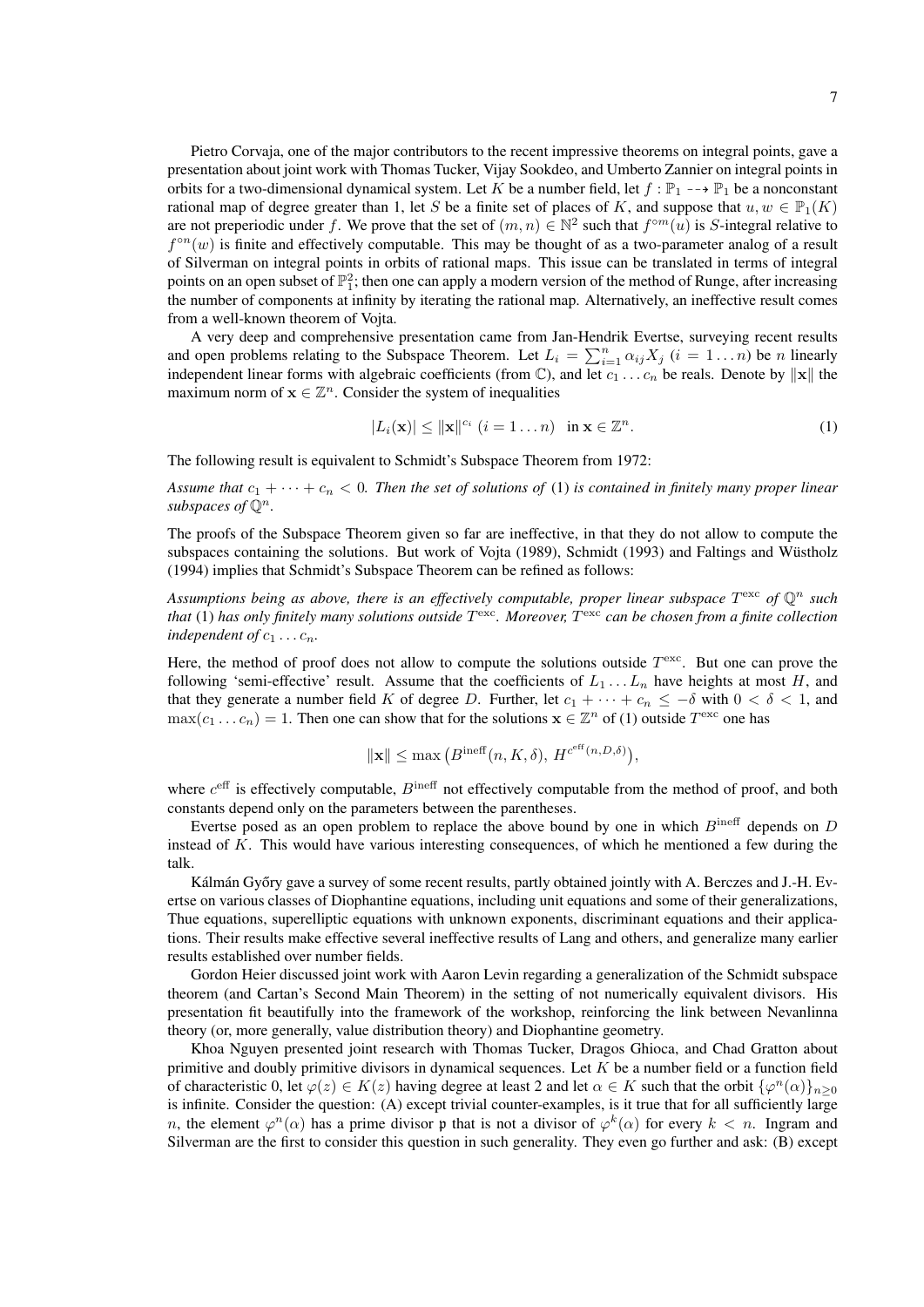Pietro Corvaja, one of the major contributors to the recent impressive theorems on integral points, gave a presentation about joint work with Thomas Tucker, Vijay Sookdeo, and Umberto Zannier on integral points in orbits for a two-dimensional dynamical system. Let $K$ be a number field, let $f : \mathbb{P}_1 \dashrightarrow \mathbb{P}_1$ be a nonconstant rational map of degree greater than 1, let $S$ be a finite set of places of $K$, and suppose that $u, w \in \mathbb{P}_1(K)$ are not preperiodic under $f$. We prove that the set of $(m, n) \in \mathbb{N}^2$ such that $f^{\circ m}(u)$ is $S$-integral relative to $f^{\circ n}(w)$ is finite and effectively computable. This may be thought of as a two-parameter analog of a result of Silverman on integral points in orbits of rational maps. This issue can be translated in terms of integral points on an open subset of $\mathbb{P}_1^2$; then one can apply a modern version of the method of Runge, after increasing the number of components at infinity by iterating the rational map. Alternatively, an ineffective result comes from a well-known theorem of Vojta.

A very deep and comprehensive presentation came from Jan-Hendrik Evertse, surveying recent results and open problems relating to the Subspace Theorem. Let $L_i = \sum_{i=1}^{n} \alpha_{ij} X_j$ $(i = 1 \dots n)$ be $n$ linearly independent linear forms with algebraic coefficients (from $\mathbb{C}$), and let $c_1 \dots c_n$ be reals. Denote by $\|\mathbf{x}\|$ the maximum norm of $\mathbf{x} \in \mathbb{Z}^n$. Consider the system of inequalities

$$|L_i(\mathbf{x})| \leq \|\mathbf{x}\|^{c_i} \ (i = 1 \dots n) \quad \text{in } \mathbf{x} \in \mathbb{Z}^n. \tag{1}$$

The following result is equivalent to Schmidt's Subspace Theorem from 1972:

*Assume that $c_1 + \cdots + c_n < 0$. Then the set of solutions of* (1) *is contained in finitely many proper linear subspaces of $\mathbb{Q}^n$.*

The proofs of the Subspace Theorem given so far are ineffective, in that they do not allow to compute the subspaces containing the solutions. But work of Vojta (1989), Schmidt (1993) and Faltings and Wüstholz (1994) implies that Schmidt's Subspace Theorem can be refined as follows:

*Assumptions being as above, there is an effectively computable, proper linear subspace $T^{\text{exc}}$ of $\mathbb{Q}^n$ such that* (1) *has only finitely many solutions outside $T^{\text{exc}}$. Moreover, $T^{\text{exc}}$ can be chosen from a finite collection independent of $c_1 \dots c_n$.*

Here, the method of proof does not allow to compute the solutions outside $T^{\text{exc}}$. But one can prove the following 'semi-effective' result. Assume that the coefficients of $L_1 \dots L_n$ have heights at most $H$, and that they generate a number field $K$ of degree $D$. Further, let $c_1 + \cdots + c_n \leq -\delta$ with $0 < \delta < 1$, and $\max(c_1 \dots c_n) = 1$. Then one can show that for the solutions $\mathbf{x} \in \mathbb{Z}^n$ of (1) outside $T^{\text{exc}}$ one has

$$\|\mathbf{x}\| \leq \max\left(B^{\text{ineff}}(n, K, \delta),\, H^{c^{\text{eff}}(n, D, \delta)}\right),$$

where $c^{\text{eff}}$ is effectively computable, $B^{\text{ineff}}$ not effectively computable from the method of proof, and both constants depend only on the parameters between the parentheses.

Evertse posed as an open problem to replace the above bound by one in which $B^{\text{ineff}}$ depends on $D$ instead of $K$. This would have various interesting consequences, of which he mentioned a few during the talk.

Kálmán Győry gave a survey of some recent results, partly obtained jointly with A. Berczes and J.-H. Evertse on various classes of Diophantine equations, including unit equations and some of their generalizations, Thue equations, superelliptic equations with unknown exponents, discriminant equations and their applications. Their results make effective several ineffective results of Lang and others, and generalize many earlier results established over number fields.

Gordon Heier discussed joint work with Aaron Levin regarding a generalization of the Schmidt subspace theorem (and Cartan's Second Main Theorem) in the setting of not numerically equivalent divisors. His presentation fit beautifully into the framework of the workshop, reinforcing the link between Nevanlinna theory (or, more generally, value distribution theory) and Diophantine geometry.

Khoa Nguyen presented joint research with Thomas Tucker, Dragos Ghioca, and Chad Gratton about primitive and doubly primitive divisors in dynamical sequences. Let $K$ be a number field or a function field of characteristic 0, let $\varphi(z) \in K(z)$ having degree at least 2 and let $\alpha \in K$ such that the orbit $\{\varphi^n(\alpha)\}_{n \geq 0}$ is infinite. Consider the question: (A) except trivial counter-examples, is it true that for all sufficiently large $n$, the element $\varphi^n(\alpha)$ has a prime divisor $\mathfrak{p}$ that is not a divisor of $\varphi^k(\alpha)$ for every $k < n$. Ingram and Silverman are the first to consider this question in such generality. They even go further and ask: (B) except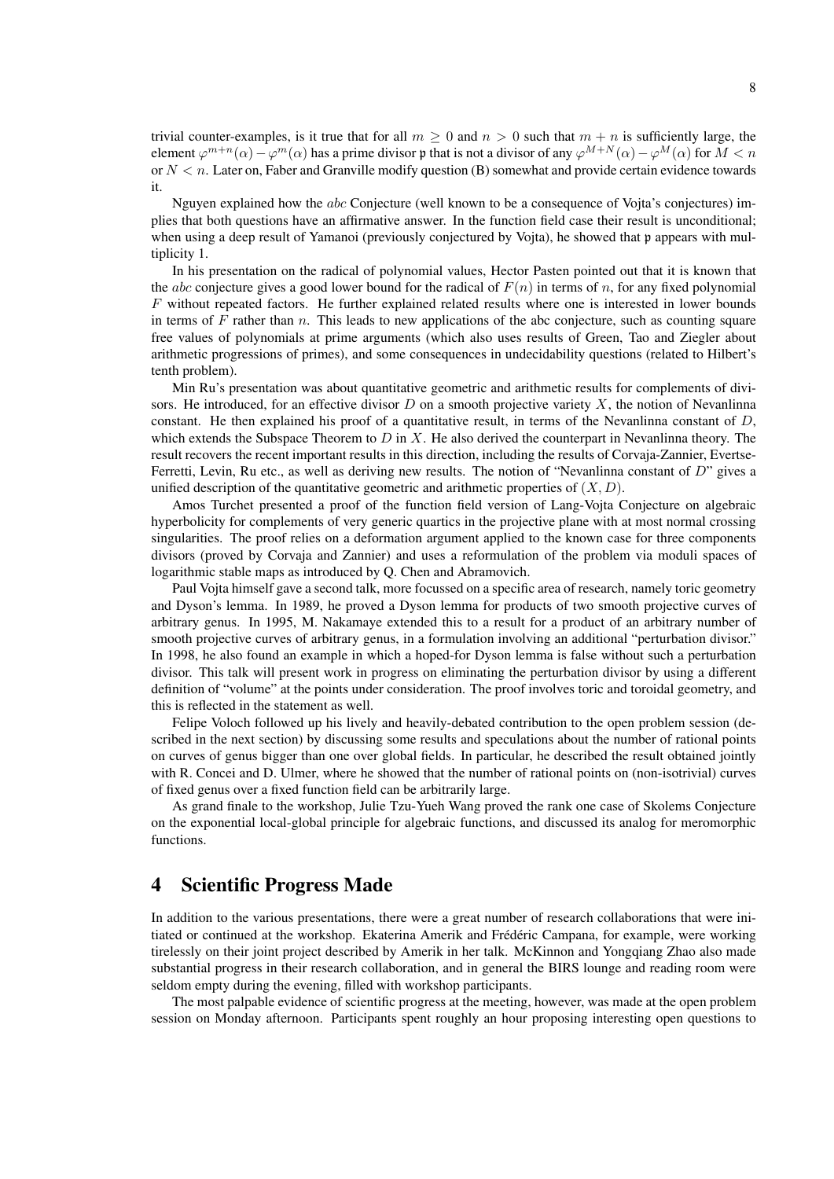trivial counter-examples, is it true that for all $m \geq 0$ and $n > 0$ such that $m + n$ is sufficiently large, the element $\varphi^{m+n}(\alpha) - \varphi^m(\alpha)$ has a prime divisor $\mathfrak{p}$ that is not a divisor of any $\varphi^{M+N}(\alpha) - \varphi^M(\alpha)$ for $M < n$ or $N < n$. Later on, Faber and Granville modify question (B) somewhat and provide certain evidence towards it.

Nguyen explained how the $abc$ Conjecture (well known to be a consequence of Vojta's conjectures) implies that both questions have an affirmative answer. In the function field case their result is unconditional; when using a deep result of Yamanoi (previously conjectured by Vojta), he showed that $\mathfrak{p}$ appears with multiplicity 1.

In his presentation on the radical of polynomial values, Hector Pasten pointed out that it is known that the $abc$ conjecture gives a good lower bound for the radical of $F(n)$ in terms of $n$, for any fixed polynomial $F$ without repeated factors. He further explained related results where one is interested in lower bounds in terms of $F$ rather than $n$. This leads to new applications of the abc conjecture, such as counting square free values of polynomials at prime arguments (which also uses results of Green, Tao and Ziegler about arithmetic progressions of primes), and some consequences in undecidability questions (related to Hilbert's tenth problem).

Min Ru's presentation was about quantitative geometric and arithmetic results for complements of divisors. He introduced, for an effective divisor $D$ on a smooth projective variety $X$, the notion of Nevanlinna constant. He then explained his proof of a quantitative result, in terms of the Nevanlinna constant of $D$, which extends the Subspace Theorem to $D$ in $X$. He also derived the counterpart in Nevanlinna theory. The result recovers the recent important results in this direction, including the results of Corvaja-Zannier, Evertse-Ferretti, Levin, Ru etc., as well as deriving new results. The notion of "Nevanlinna constant of $D$" gives a unified description of the quantitative geometric and arithmetic properties of $(X, D)$.

Amos Turchet presented a proof of the function field version of Lang-Vojta Conjecture on algebraic hyperbolicity for complements of very generic quartics in the projective plane with at most normal crossing singularities. The proof relies on a deformation argument applied to the known case for three components divisors (proved by Corvaja and Zannier) and uses a reformulation of the problem via moduli spaces of logarithmic stable maps as introduced by Q. Chen and Abramovich.

Paul Vojta himself gave a second talk, more focussed on a specific area of research, namely toric geometry and Dyson's lemma. In 1989, he proved a Dyson lemma for products of two smooth projective curves of arbitrary genus. In 1995, M. Nakamaye extended this to a result for a product of an arbitrary number of smooth projective curves of arbitrary genus, in a formulation involving an additional "perturbation divisor." In 1998, he also found an example in which a hoped-for Dyson lemma is false without such a perturbation divisor. This talk will present work in progress on eliminating the perturbation divisor by using a different definition of "volume" at the points under consideration. The proof involves toric and toroidal geometry, and this is reflected in the statement as well.

Felipe Voloch followed up his lively and heavily-debated contribution to the open problem session (described in the next section) by discussing some results and speculations about the number of rational points on curves of genus bigger than one over global fields. In particular, he described the result obtained jointly with R. Concei and D. Ulmer, where he showed that the number of rational points on (non-isotrivial) curves of fixed genus over a fixed function field can be arbitrarily large.

As grand finale to the workshop, Julie Tzu-Yueh Wang proved the rank one case of Skolems Conjecture on the exponential local-global principle for algebraic functions, and discussed its analog for meromorphic functions.

# 4 Scientific Progress Made

In addition to the various presentations, there were a great number of research collaborations that were initiated or continued at the workshop. Ekaterina Amerik and Frédéric Campana, for example, were working tirelessly on their joint project described by Amerik in her talk. McKinnon and Yongqiang Zhao also made substantial progress in their research collaboration, and in general the BIRS lounge and reading room were seldom empty during the evening, filled with workshop participants.

The most palpable evidence of scientific progress at the meeting, however, was made at the open problem session on Monday afternoon. Participants spent roughly an hour proposing interesting open questions to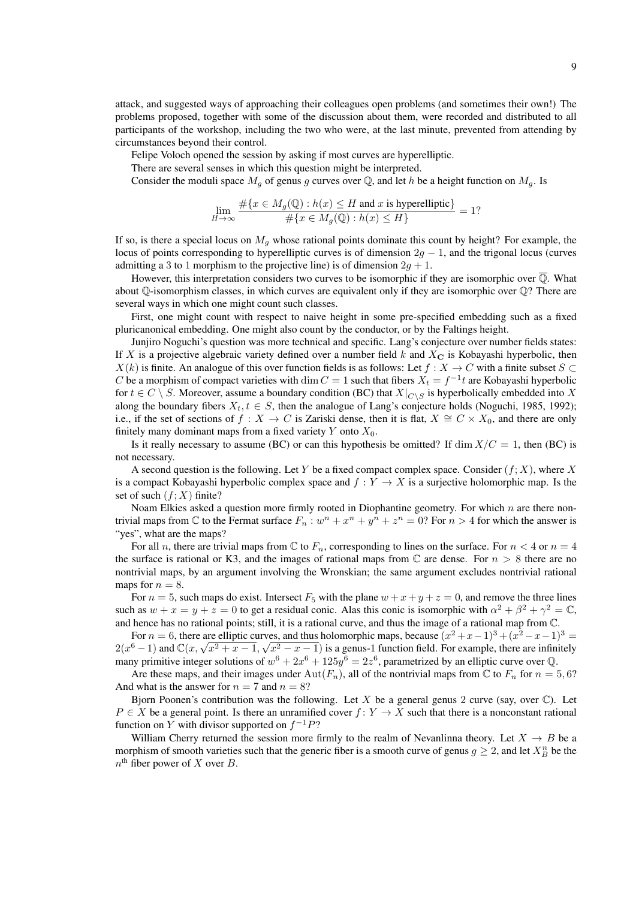attack, and suggested ways of approaching their colleagues open problems (and sometimes their own!) The problems proposed, together with some of the discussion about them, were recorded and distributed to all participants of the workshop, including the two who were, at the last minute, prevented from attending by circumstances beyond their control.

Felipe Voloch opened the session by asking if most curves are hyperelliptic.

There are several senses in which this question might be interpreted.

Consider the moduli space $M_g$ of genus $g$ curves over $\mathbb{Q}$, and let $h$ be a height function on $M_g$. Is

$$\lim_{H\to\infty} \frac{\#\{x \in M_g(\mathbb{Q}) : h(x) \le H \text{ and } x \text{ is hyperelliptic}\}}{\#\{x \in M_g(\mathbb{Q}) : h(x) \le H\}} = 1?$$

If so, is there a special locus on $M_g$ whose rational points dominate this count by height? For example, the locus of points corresponding to hyperelliptic curves is of dimension $2g-1$, and the trigonal locus (curves admitting a 3 to 1 morphism to the projective line) is of dimension $2g+1$.

However, this interpretation considers two curves to be isomorphic if they are isomorphic over $\overline{\mathbb{Q}}$. What about $\mathbb{Q}$-isomorphism classes, in which curves are equivalent only if they are isomorphic over $\mathbb{Q}$? There are several ways in which one might count such classes.

First, one might count with respect to naive height in some pre-specified embedding such as a fixed pluricanonical embedding. One might also count by the conductor, or by the Faltings height.

Junjiro Noguchi's question was more technical and specific. Lang's conjecture over number fields states: If $X$ is a projective algebraic variety defined over a number field $k$ and $X_{\mathbf{C}}$ is Kobayashi hyperbolic, then $X(k)$ is finite. An analogue of this over function fields is as follows: Let $f : X \to C$ with a finite subset $S \subset C$ be a morphism of compact varieties with $\dim C = 1$ such that fibers $X_t = f^{-1}t$ are Kobayashi hyperbolic for $t \in C \setminus S$. Moreover, assume a boundary condition (BC) that $X|_{C\setminus S}$ is hyperbolically embedded into $X$ along the boundary fibers $X_t, t \in S$, then the analogue of Lang's conjecture holds (Noguchi, 1985, 1992); i.e., if the set of sections of $f : X \to C$ is Zariski dense, then it is flat, $X \cong C \times X_0$, and there are only finitely many dominant maps from a fixed variety $Y$ onto $X_0$.

Is it really necessary to assume (BC) or can this hypothesis be omitted? If $\dim X/C = 1$, then (BC) is not necessary.

A second question is the following. Let $Y$ be a fixed compact complex space. Consider $(f; X)$, where $X$ is a compact Kobayashi hyperbolic complex space and $f : Y \to X$ is a surjective holomorphic map. Is the set of such $(f; X)$ finite?

Noam Elkies asked a question more firmly rooted in Diophantine geometry. For which $n$ are there nontrivial maps from $\mathbb{C}$ to the Fermat surface $F_n : w^n + x^n + y^n + z^n = 0$? For $n > 4$ for which the answer is "yes", what are the maps?

For all $n$, there are trivial maps from $\mathbb{C}$ to $F_n$, corresponding to lines on the surface. For $n < 4$ or $n = 4$ the surface is rational or K3, and the images of rational maps from $\mathbb{C}$ are dense. For $n > 8$ there are no nontrivial maps, by an argument involving the Wronskian; the same argument excludes nontrivial rational maps for $n = 8$.

For $n = 5$, such maps do exist. Intersect $F_5$ with the plane $w + x + y + z = 0$, and remove the three lines such as $w + x = y + z = 0$ to get a residual conic. Alas this conic is isomorphic with $\alpha^2 + \beta^2 + \gamma^2 = \mathbb{C}$, and hence has no rational points; still, it is a rational curve, and thus the image of a rational map from $\mathbb{C}$.

For $n = 6$, there are elliptic curves, and thus holomorphic maps, because $(x^2+x-1)^3+(x^2-x-1)^3 = 2(x^6-1)$ and $\mathbb{C}(x, \sqrt{x^2+x-1}, \sqrt{x^2-x-1})$ is a genus-1 function field. For example, there are infinitely many primitive integer solutions of $w^6 + 2x^6 + 125y^6 = 2z^6$, parametrized by an elliptic curve over $\mathbb{Q}$.

Are these maps, and their images under $\mathrm{Aut}(F_n)$, all of the nontrivial maps from $\mathbb{C}$ to $F_n$ for $n = 5, 6$? And what is the answer for $n = 7$ and $n = 8$?

Bjorn Poonen's contribution was the following. Let $X$ be a general genus 2 curve (say, over $\mathbb{C}$). Let $P \in X$ be a general point. Is there an unramified cover $f \colon Y \to X$ such that there is a nonconstant rational function on $Y$ with divisor supported on $f^{-1}P$?

William Cherry returned the session more firmly to the realm of Nevanlinna theory. Let $X \to B$ be a morphism of smooth varieties such that the generic fiber is a smooth curve of genus $g \ge 2$, and let $X_B^n$ be the $n^{\text{th}}$ fiber power of $X$ over $B$.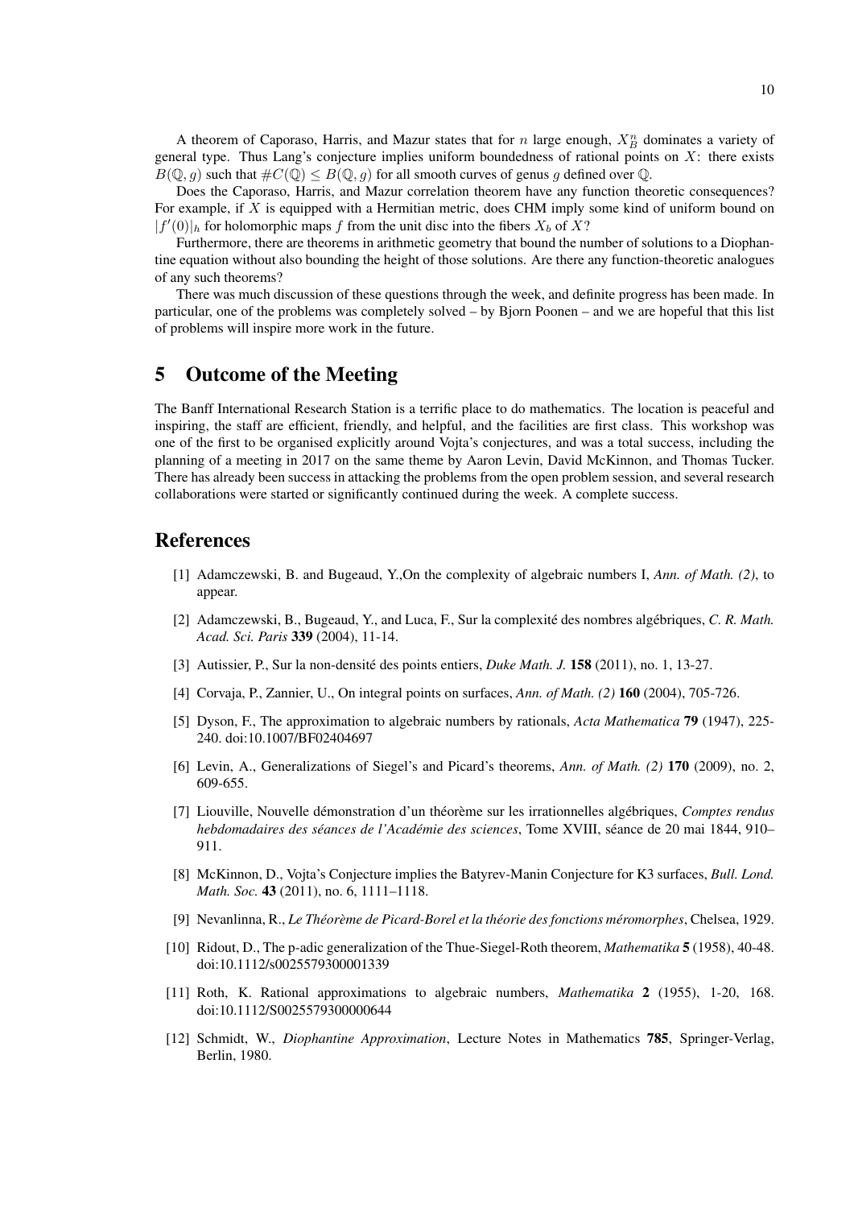A theorem of Caporaso, Harris, and Mazur states that for $n$ large enough, $X_B^n$ dominates a variety of general type. Thus Lang's conjecture implies uniform boundedness of rational points on $X$: there exists $B(\mathbb{Q}, g)$ such that $\#C(\mathbb{Q}) \leq B(\mathbb{Q}, g)$ for all smooth curves of genus $g$ defined over $\mathbb{Q}$.

Does the Caporaso, Harris, and Mazur correlation theorem have any function theoretic consequences? For example, if $X$ is equipped with a Hermitian metric, does CHM imply some kind of uniform bound on $|f'(0)|_h$ for holomorphic maps $f$ from the unit disc into the fibers $X_b$ of $X$?

Furthermore, there are theorems in arithmetic geometry that bound the number of solutions to a Diophantine equation without also bounding the height of those solutions. Are there any function-theoretic analogues of any such theorems?

There was much discussion of these questions through the week, and definite progress has been made. In particular, one of the problems was completely solved – by Bjorn Poonen – and we are hopeful that this list of problems will inspire more work in the future.

# 5 Outcome of the Meeting

The Banff International Research Station is a terrific place to do mathematics. The location is peaceful and inspiring, the staff are efficient, friendly, and helpful, and the facilities are first class. This workshop was one of the first to be organised explicitly around Vojta's conjectures, and was a total success, including the planning of a meeting in 2017 on the same theme by Aaron Levin, David McKinnon, and Thomas Tucker. There has already been success in attacking the problems from the open problem session, and several research collaborations were started or significantly continued during the week. A complete success.

# References

[1] Adamczewski, B. and Bugeaud, Y.,On the complexity of algebraic numbers I, *Ann. of Math. (2)*, to appear.

[2] Adamczewski, B., Bugeaud, Y., and Luca, F., Sur la complexité des nombres algébriques, *C. R. Math. Acad. Sci. Paris* **339** (2004), 11-14.

[3] Autissier, P., Sur la non-densité des points entiers, *Duke Math. J.* **158** (2011), no. 1, 13-27.

[4] Corvaja, P., Zannier, U., On integral points on surfaces, *Ann. of Math. (2)* **160** (2004), 705-726.

[5] Dyson, F., The approximation to algebraic numbers by rationals, *Acta Mathematica* **79** (1947), 225-240. doi:10.1007/BF02404697

[6] Levin, A., Generalizations of Siegel's and Picard's theorems, *Ann. of Math. (2)* **170** (2009), no. 2, 609-655.

[7] Liouville, Nouvelle démonstration d'un théorème sur les irrationnelles algébriques, *Comptes rendus hebdomadaires des séances de l'Académie des sciences*, Tome XVIII, séance de 20 mai 1844, 910–911.

[8] McKinnon, D., Vojta's Conjecture implies the Batyrev-Manin Conjecture for K3 surfaces, *Bull. Lond. Math. Soc.* **43** (2011), no. 6, 1111–1118.

[9] Nevanlinna, R., *Le Théorème de Picard-Borel et la théorie des fonctions méromorphes*, Chelsea, 1929.

[10] Ridout, D., The p-adic generalization of the Thue-Siegel-Roth theorem, *Mathematika* **5** (1958), 40-48. doi:10.1112/s0025579300001339

[11] Roth, K. Rational approximations to algebraic numbers, *Mathematika* **2** (1955), 1-20, 168. doi:10.1112/S0025579300000644

[12] Schmidt, W., *Diophantine Approximation*, Lecture Notes in Mathematics **785**, Springer-Verlag, Berlin, 1980.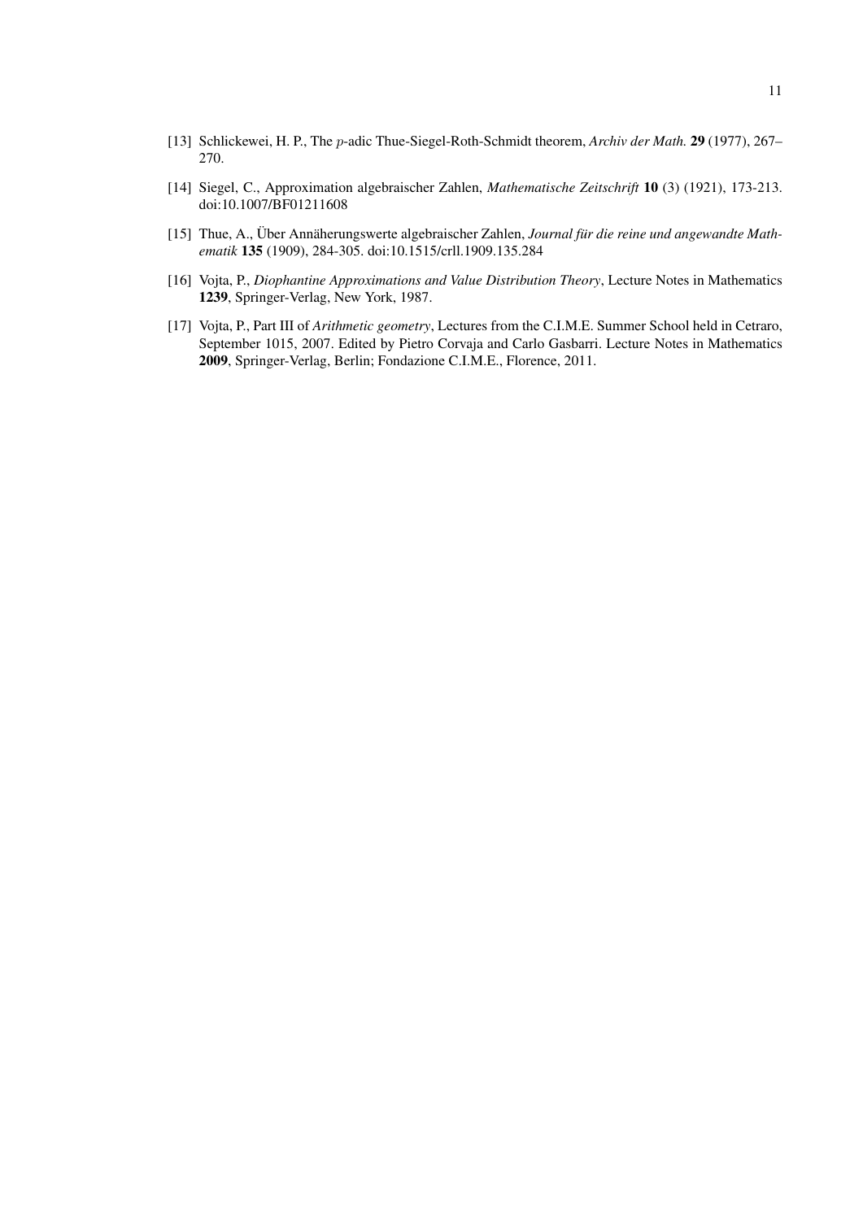[13] Schlickewei, H. P., The $p$-adic Thue-Siegel-Roth-Schmidt theorem, *Archiv der Math.* **29** (1977), 267–270.

[14] Siegel, C., Approximation algebraischer Zahlen, *Mathematische Zeitschrift* **10** (3) (1921), 173-213. doi:10.1007/BF01211608

[15] Thue, A., Über Annäherungswerte algebraischer Zahlen, *Journal für die reine und angewandte Mathematik* **135** (1909), 284-305. doi:10.1515/crll.1909.135.284

[16] Vojta, P., *Diophantine Approximations and Value Distribution Theory*, Lecture Notes in Mathematics **1239**, Springer-Verlag, New York, 1987.

[17] Vojta, P., Part III of *Arithmetic geometry*, Lectures from the C.I.M.E. Summer School held in Cetraro, September 1015, 2007. Edited by Pietro Corvaja and Carlo Gasbarri. Lecture Notes in Mathematics **2009**, Springer-Verlag, Berlin; Fondazione C.I.M.E., Florence, 2011.